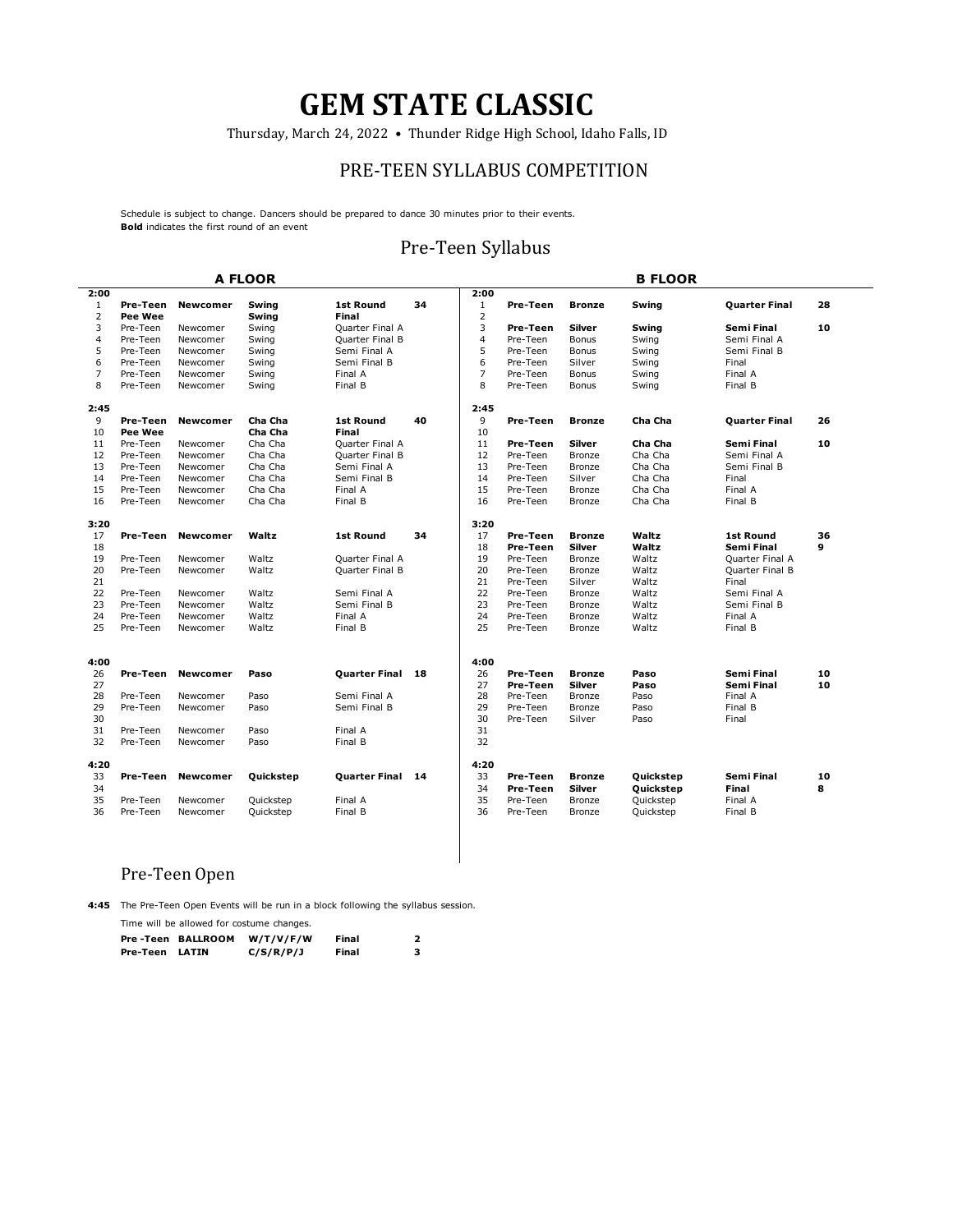# GEM STATE CLASSIC

Thursday, March 24, 2022 • Thunder Ridge High School, Idaho Falls, ID

## PRE-TEEN SYLLABUS COMPETITION

Schedule is subject to change. Dancers should be prepared to dance 30 minutes prior to their events.
**Bold** indicates the first round of an event

## Pre-Teen Syllabus

### A FLOOR

| # | Age | Level | Dance | Round | Count |
|---|---|---|---|---|---|
| **2:00** | | | | | |
| 1 | **Pre-Teen** | **Newcomer** | **Swing** | **1st Round** | **34** |
| 2 | **Pee Wee** | | **Swing** | **Final** | |
| 3 | Pre-Teen | Newcomer | Swing | Quarter Final A | |
| 4 | Pre-Teen | Newcomer | Swing | Quarter Final B | |
| 5 | Pre-Teen | Newcomer | Swing | Semi Final A | |
| 6 | Pre-Teen | Newcomer | Swing | Semi Final B | |
| 7 | Pre-Teen | Newcomer | Swing | Final A | |
| 8 | Pre-Teen | Newcomer | Swing | Final B | |
| **2:45** | | | | | |
| 9 | **Pre-Teen** | **Newcomer** | **Cha Cha** | **1st Round** | **40** |
| 10 | **Pee Wee** | | **Cha Cha** | **Final** | |
| 11 | Pre-Teen | Newcomer | Cha Cha | Quarter Final A | |
| 12 | Pre-Teen | Newcomer | Cha Cha | Quarter Final B | |
| 13 | Pre-Teen | Newcomer | Cha Cha | Semi Final A | |
| 14 | Pre-Teen | Newcomer | Cha Cha | Semi Final B | |
| 15 | Pre-Teen | Newcomer | Cha Cha | Final A | |
| 16 | Pre-Teen | Newcomer | Cha Cha | Final B | |
| **3:20** | | | | | |
| 17 | **Pre-Teen** | **Newcomer** | **Waltz** | **1st Round** | **34** |
| 18 | | | | | |
| 19 | Pre-Teen | Newcomer | Waltz | Quarter Final A | |
| 20 | Pre-Teen | Newcomer | Waltz | Quarter Final B | |
| 21 | | | | | |
| 22 | Pre-Teen | Newcomer | Waltz | Semi Final A | |
| 23 | Pre-Teen | Newcomer | Waltz | Semi Final B | |
| 24 | Pre-Teen | Newcomer | Waltz | Final A | |
| 25 | Pre-Teen | Newcomer | Waltz | Final B | |
| **4:00** | | | | | |
| 26 | **Pre-Teen** | **Newcomer** | **Paso** | **Quarter Final** | **18** |
| 27 | | | | | |
| 28 | Pre-Teen | Newcomer | Paso | Semi Final A | |
| 29 | Pre-Teen | Newcomer | Paso | Semi Final B | |
| 30 | | | | | |
| 31 | Pre-Teen | Newcomer | Paso | Final A | |
| 32 | Pre-Teen | Newcomer | Paso | Final B | |
| **4:20** | | | | | |
| 33 | **Pre-Teen** | **Newcomer** | **Quickstep** | **Quarter Final** | **14** |
| 34 | | | | | |
| 35 | Pre-Teen | Newcomer | Quickstep | Final A | |
| 36 | Pre-Teen | Newcomer | Quickstep | Final B | |

### B FLOOR

| # | Age | Level | Dance | Round | Count |
|---|---|---|---|---|---|
| **2:00** | | | | | |
| 1 | **Pre-Teen** | **Bronze** | **Swing** | **Quarter Final** | **28** |
| 2 | | | | | |
| 3 | **Pre-Teen** | **Silver** | **Swing** | **Semi Final** | **10** |
| 4 | Pre-Teen | Bonus | Swing | Semi Final A | |
| 5 | Pre-Teen | Bonus | Swing | Semi Final B | |
| 6 | Pre-Teen | Silver | Swing | Final | |
| 7 | Pre-Teen | Bonus | Swing | Final A | |
| 8 | Pre-Teen | Bonus | Swing | Final B | |
| **2:45** | | | | | |
| 9 | **Pre-Teen** | **Bronze** | **Cha Cha** | **Quarter Final** | **26** |
| 10 | | | | | |
| 11 | **Pre-Teen** | **Silver** | **Cha Cha** | **Semi Final** | **10** |
| 12 | Pre-Teen | Bronze | Cha Cha | Semi Final A | |
| 13 | Pre-Teen | Bronze | Cha Cha | Semi Final B | |
| 14 | Pre-Teen | Silver | Cha Cha | Final | |
| 15 | Pre-Teen | Bronze | Cha Cha | Final A | |
| 16 | Pre-Teen | Bronze | Cha Cha | Final B | |
| **3:20** | | | | | |
| 17 | **Pre-Teen** | **Bronze** | **Waltz** | **1st Round** | **36** |
| 18 | **Pre-Teen** | **Silver** | **Waltz** | **Semi Final** | **9** |
| 19 | Pre-Teen | Bronze | Waltz | Quarter Final A | |
| 20 | Pre-Teen | Bronze | Waltz | Quarter Final B | |
| 21 | Pre-Teen | Silver | Waltz | Final | |
| 22 | Pre-Teen | Bronze | Waltz | Semi Final A | |
| 23 | Pre-Teen | Bronze | Waltz | Semi Final B | |
| 24 | Pre-Teen | Bronze | Waltz | Final A | |
| 25 | Pre-Teen | Bronze | Waltz | Final B | |
| **4:00** | | | | | |
| 26 | **Pre-Teen** | **Bronze** | **Paso** | **Semi Final** | **10** |
| 27 | **Pre-Teen** | **Silver** | **Paso** | **Semi Final** | **10** |
| 28 | Pre-Teen | Bronze | Paso | Final A | |
| 29 | Pre-Teen | Bronze | Paso | Final B | |
| 30 | Pre-Teen | Silver | Paso | Final | |
| 31 | | | | | |
| 32 | | | | | |
| **4:20** | | | | | |
| 33 | **Pre-Teen** | **Bronze** | **Quickstep** | **Semi Final** | **10** |
| 34 | **Pre-Teen** | **Silver** | **Quickstep** | **Final** | **8** |
| 35 | Pre-Teen | Bronze | Quickstep | Final A | |
| 36 | Pre-Teen | Bronze | Quickstep | Final B | |

## Pre-Teen Open

**4:45** The Pre-Teen Open Events will be run in a block following the syllabus session.

Time will be allowed for costume changes.

| Age | Style | Dances | Round | Count |
|---|---|---|---|---|
| **Pre-Teen** | **BALLROOM** | **W/T/V/F/W** | **Final** | **2** |
| **Pre-Teen** | **LATIN** | **C/S/R/P/J** | **Final** | **3** |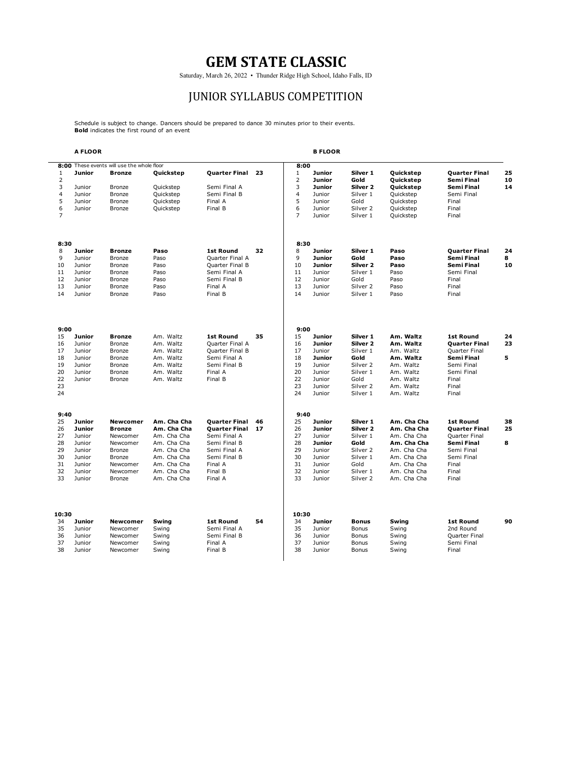# GEM STATE CLASSIC

Saturday, March 26, 2022 • Thunder Ridge High School, Idaho Falls, ID

## JUNIOR SYLLABUS COMPETITION

Schedule is subject to change. Dancers should be prepared to dance 30 minutes prior to their events.
**Bold** indicates the first round of an event

### A FLOOR

| # | Age | Level | Dance | Round | Entries |
|---|---|---|---|---|---|
| **8:00** | These events will use the whole floor | | | | |
| 1 | **Junior** | **Bronze** | **Quickstep** | **Quarter Final** | **23** |
| 2 | | | | | |
| 3 | Junior | Bronze | Quickstep | Semi Final A | |
| 4 | Junior | Bronze | Quickstep | Semi Final B | |
| 5 | Junior | Bronze | Quickstep | Final A | |
| 6 | Junior | Bronze | Quickstep | Final B | |
| 7 | | | | | |
| **8:30** | | | | | |
| 8 | **Junior** | **Bronze** | **Paso** | **1st Round** | **32** |
| 9 | Junior | Bronze | Paso | Quarter Final A | |
| 10 | Junior | Bronze | Paso | Quarter Final B | |
| 11 | Junior | Bronze | Paso | Semi Final A | |
| 12 | Junior | Bronze | Paso | Semi Final B | |
| 13 | Junior | Bronze | Paso | Final A | |
| 14 | Junior | Bronze | Paso | Final B | |
| **9:00** | | | | | |
| 15 | **Junior** | **Bronze** | Am. Waltz | **1st Round** | **35** |
| 16 | Junior | Bronze | Am. Waltz | Quarter Final A | |
| 17 | Junior | Bronze | Am. Waltz | Quarter Final B | |
| 18 | Junior | Bronze | Am. Waltz | Semi Final A | |
| 19 | Junior | Bronze | Am. Waltz | Semi Final B | |
| 20 | Junior | Bronze | Am. Waltz | Final A | |
| 22 | Junior | Bronze | Am. Waltz | Final B | |
| 23 | | | | | |
| 24 | | | | | |
| **9:40** | | | | | |
| 25 | **Junior** | **Newcomer** | **Am. Cha Cha** | **Quarter Final** | **46** |
| 26 | **Junior** | **Bronze** | **Am. Cha Cha** | **Quarter Final** | **17** |
| 27 | Junior | Newcomer | Am. Cha Cha | Semi Final A | |
| 28 | Junior | Newcomer | Am. Cha Cha | Semi Final B | |
| 29 | Junior | Bronze | Am. Cha Cha | Semi Final A | |
| 30 | Junior | Bronze | Am. Cha Cha | Semi Final B | |
| 31 | Junior | Newcomer | Am. Cha Cha | Final A | |
| 32 | Junior | Newcomer | Am. Cha Cha | Final B | |
| 33 | Junior | Bronze | Am. Cha Cha | Final A | |
| **10:30** | | | | | |
| 34 | **Junior** | **Newcomer** | **Swing** | **1st Round** | **54** |
| 35 | Junior | Newcomer | Swing | Semi Final A | |
| 36 | Junior | Newcomer | Swing | Semi Final B | |
| 37 | Junior | Newcomer | Swing | Final A | |
| 38 | Junior | Newcomer | Swing | Final B | |

### B FLOOR

| # | Age | Level | Dance | Round | Entries |
|---|---|---|---|---|---|
| **8:00** | | | | | |
| 1 | **Junior** | **Silver 1** | **Quickstep** | **Quarter Final** | **25** |
| 2 | **Junior** | **Gold** | **Quickstep** | **Semi Final** | **10** |
| 3 | **Junior** | **Silver 2** | **Quickstep** | **Semi Final** | **14** |
| 4 | Junior | Silver 1 | Quickstep | Semi Final | |
| 5 | Junior | Gold | Quickstep | Final | |
| 6 | Junior | Silver 2 | Quickstep | Final | |
| 7 | Junior | Silver 1 | Quickstep | Final | |
| **8:30** | | | | | |
| 8 | **Junior** | **Silver 1** | **Paso** | **Quarter Final** | **24** |
| 9 | **Junior** | **Gold** | **Paso** | **Semi Final** | **8** |
| 10 | **Junior** | **Silver 2** | **Paso** | **Semi Final** | **10** |
| 11 | Junior | Silver 1 | Paso | Semi Final | |
| 12 | Junior | Gold | Paso | Final | |
| 13 | Junior | Silver 2 | Paso | Final | |
| 14 | Junior | Silver 1 | Paso | Final | |
| **9:00** | | | | | |
| 15 | **Junior** | **Silver 1** | **Am. Waltz** | **1st Round** | **24** |
| 16 | **Junior** | **Silver 2** | **Am. Waltz** | **Quarter Final** | **23** |
| 17 | Junior | Silver 1 | Am. Waltz | Quarter Final | |
| 18 | **Junior** | **Gold** | **Am. Waltz** | **Semi Final** | **5** |
| 19 | Junior | Silver 2 | Am. Waltz | Semi Final | |
| 20 | Junior | Silver 1 | Am. Waltz | Semi Final | |
| 22 | Junior | Gold | Am. Waltz | Final | |
| 23 | Junior | Silver 2 | Am. Waltz | Final | |
| 24 | Junior | Silver 1 | Am. Waltz | Final | |
| **9:40** | | | | | |
| 25 | **Junior** | **Silver 1** | **Am. Cha Cha** | **1st Round** | **38** |
| 26 | **Junior** | **Silver 2** | **Am. Cha Cha** | **Quarter Final** | **25** |
| 27 | Junior | Silver 1 | Am. Cha Cha | Quarter Final | |
| 28 | **Junior** | **Gold** | **Am. Cha Cha** | **Semi Final** | **8** |
| 29 | Junior | Silver 2 | Am. Cha Cha | Semi Final | |
| 30 | Junior | Silver 1 | Am. Cha Cha | Semi Final | |
| 31 | Junior | Gold | Am. Cha Cha | Final | |
| 32 | Junior | Silver 1 | Am. Cha Cha | Final | |
| 33 | Junior | Silver 2 | Am. Cha Cha | Final | |
| **10:30** | | | | | |
| 34 | **Junior** | **Bonus** | **Swing** | **1st Round** | **90** |
| 35 | Junior | Bonus | Swing | 2nd Round | |
| 36 | Junior | Bonus | Swing | Quarter Final | |
| 37 | Junior | Bonus | Swing | Semi Final | |
| 38 | Junior | Bonus | Swing | Final | |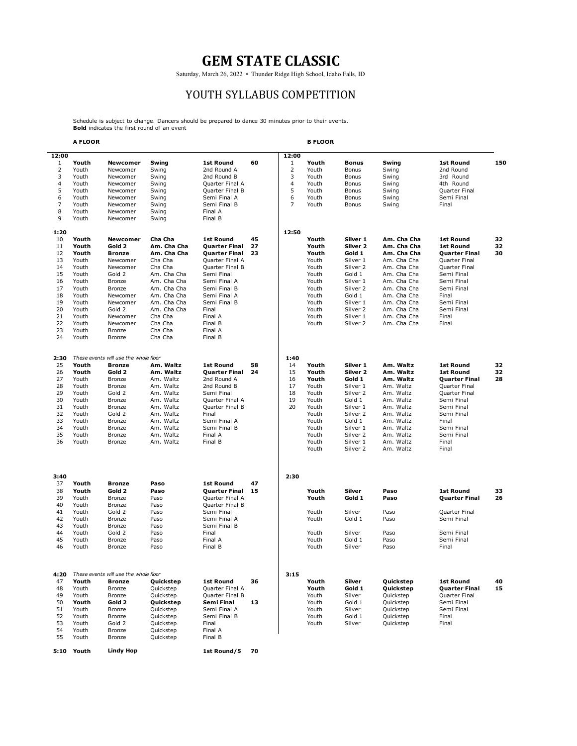# GEM STATE CLASSIC

Saturday, March 26, 2022 • Thunder Ridge High School, Idaho Falls, ID

## YOUTH SYLLABUS COMPETITION

Schedule is subject to change. Dancers should be prepared to dance 30 minutes prior to their events.
**Bold** indicates the first round of an event

### A FLOOR

| # | | | | | |
|---|---|---|---|---|---|
| **12:00** | | | | | |
| 1 | **Youth** | **Newcomer** | **Swing** | **1st Round** | **60** |
| 2 | Youth | Newcomer | Swing | 2nd Round A | |
| 3 | Youth | Newcomer | Swing | 2nd Round B | |
| 4 | Youth | Newcomer | Swing | Quarter Final A | |
| 5 | Youth | Newcomer | Swing | Quarter Final B | |
| 6 | Youth | Newcomer | Swing | Semi Final A | |
| 7 | Youth | Newcomer | Swing | Semi Final B | |
| 8 | Youth | Newcomer | Swing | Final A | |
| 9 | Youth | Newcomer | Swing | Final B | |
| **1:20** | | | | | |
| 10 | **Youth** | **Newcomer** | **Cha Cha** | **1st Round** | **45** |
| 11 | **Youth** | **Gold 2** | **Am. Cha Cha** | **Quarter Final** | **27** |
| 12 | **Youth** | **Bronze** | **Am. Cha Cha** | **Quarter Final** | **23** |
| 13 | Youth | Newcomer | Cha Cha | Quarter Final A | |
| 14 | Youth | Newcomer | Cha Cha | Quarter Final B | |
| 15 | Youth | Gold 2 | Am. Cha Cha | Semi Final | |
| 16 | Youth | Bronze | Am. Cha Cha | Semi Final A | |
| 17 | Youth | Bronze | Am. Cha Cha | Semi Final B | |
| 18 | Youth | Newcomer | Am. Cha Cha | Semi Final A | |
| 19 | Youth | Newcomer | Am. Cha Cha | Semi Final B | |
| 20 | Youth | Gold 2 | Am. Cha Cha | Final | |
| 21 | Youth | Newcomer | Cha Cha | Final A | |
| 22 | Youth | Newcomer | Cha Cha | Final B | |
| 23 | Youth | Bronze | Cha Cha | Final A | |
| 24 | Youth | Bronze | Cha Cha | Final B | |
| **2:30** | *These events will use the whole floor* | | | | |
| 25 | **Youth** | **Bronze** | **Am. Waltz** | **1st Round** | **58** |
| 26 | **Youth** | **Gold 2** | **Am. Waltz** | **Quarter Final** | **24** |
| 27 | Youth | Bronze | Am. Waltz | 2nd Round A | |
| 28 | Youth | Bronze | Am. Waltz | 2nd Round B | |
| 29 | Youth | Gold 2 | Am. Waltz | Semi Final | |
| 30 | Youth | Bronze | Am. Waltz | Quarter Final A | |
| 31 | Youth | Bronze | Am. Waltz | Quarter Final B | |
| 32 | Youth | Gold 2 | Am. Waltz | Final | |
| 33 | Youth | Bronze | Am. Waltz | Semi Final A | |
| 34 | Youth | Bronze | Am. Waltz | Semi Final B | |
| 35 | Youth | Bronze | Am. Waltz | Final A | |
| 36 | Youth | Bronze | Am. Waltz | Final B | |
| **3:40** | | | | | |
| 37 | **Youth** | **Bronze** | **Paso** | **1st Round** | **47** |
| 38 | **Youth** | **Gold 2** | **Paso** | **Quarter Final** | **15** |
| 39 | Youth | Bronze | Paso | Quarter Final A | |
| 40 | Youth | Bronze | Paso | Quarter Final B | |
| 41 | Youth | Gold 2 | Paso | Semi Final | |
| 42 | Youth | Bronze | Paso | Semi Final A | |
| 43 | Youth | Bronze | Paso | Semi Final B | |
| 44 | Youth | Gold 2 | Paso | Final | |
| 45 | Youth | Bronze | Paso | Final A | |
| 46 | Youth | Bronze | Paso | Final B | |
| **4:20** | *These events will use the whole floor* | | | | |
| 47 | **Youth** | **Bronze** | **Quickstep** | **1st Round** | **36** |
| 48 | Youth | Bronze | Quickstep | Quarter Final A | |
| 49 | Youth | Bronze | Quickstep | Quarter Final B | |
| 50 | **Youth** | **Gold 2** | **Quickstep** | **Semi Final** | **13** |
| 51 | Youth | Bronze | Quickstep | Semi Final A | |
| 52 | Youth | Bronze | Quickstep | Semi Final B | |
| 53 | Youth | Gold 2 | Quickstep | Final | |
| 54 | Youth | Bronze | Quickstep | Final A | |
| 55 | Youth | Bronze | Quickstep | Final B | |
| **5:10** | **Youth** | **Lindy Hop** | | **1st Round/5** | **70** |

### B FLOOR

| # | | | | | |
|---|---|---|---|---|---|
| **12:00** | | | | | |
| 1 | **Youth** | **Bonus** | **Swing** | **1st Round** | **150** |
| 2 | Youth | Bonus | Swing | 2nd Round | |
| 3 | Youth | Bonus | Swing | 3rd Round | |
| 4 | Youth | Bonus | Swing | 4th Round | |
| 5 | Youth | Bonus | Swing | Quarter Final | |
| 6 | Youth | Bonus | Swing | Semi Final | |
| 7 | Youth | Bonus | Swing | Final | |
| **12:50** | | | | | |
| | **Youth** | **Silver 1** | **Am. Cha Cha** | **1st Round** | **32** |
| | **Youth** | **Silver 2** | **Am. Cha Cha** | **1st Round** | **32** |
| | **Youth** | **Gold 1** | **Am. Cha Cha** | **Quarter Final** | **30** |
| | Youth | Silver 1 | Am. Cha Cha | Quarter Final | |
| | Youth | Silver 2 | Am. Cha Cha | Quarter Final | |
| | Youth | Gold 1 | Am. Cha Cha | Semi Final | |
| | Youth | Silver 1 | Am. Cha Cha | Semi Final | |
| | Youth | Silver 2 | Am. Cha Cha | Semi Final | |
| | Youth | Gold 1 | Am. Cha Cha | Final | |
| | Youth | Silver 1 | Am. Cha Cha | Semi Final | |
| | Youth | Silver 2 | Am. Cha Cha | Semi Final | |
| | Youth | Silver 1 | Am. Cha Cha | Final | |
| | Youth | Silver 2 | Am. Cha Cha | Final | |
| **1:40** | | | | | |
| 14 | **Youth** | **Silver 1** | **Am. Waltz** | **1st Round** | **32** |
| 15 | **Youth** | **Silver 2** | **Am. Waltz** | **1st Round** | **32** |
| 16 | **Youth** | **Gold 1** | **Am. Waltz** | **Quarter Final** | **28** |
| 17 | Youth | Silver 1 | Am. Waltz | Quarter Final | |
| 18 | Youth | Silver 2 | Am. Waltz | Quarter Final | |
| 19 | Youth | Gold 1 | Am. Waltz | Semi Final | |
| 20 | Youth | Silver 1 | Am. Waltz | Semi Final | |
| | Youth | Silver 2 | Am. Waltz | Semi Final | |
| | Youth | Gold 1 | Am. Waltz | Final | |
| | Youth | Silver 1 | Am. Waltz | Semi Final | |
| | Youth | Silver 2 | Am. Waltz | Semi Final | |
| | Youth | Silver 1 | Am. Waltz | Final | |
| | Youth | Silver 2 | Am. Waltz | Final | |
| **2:30** | | | | | |
| | **Youth** | **Silver** | **Paso** | **1st Round** | **33** |
| | **Youth** | **Gold 1** | **Paso** | **Quarter Final** | **26** |
| | Youth | Silver | Paso | Quarter Final | |
| | Youth | Gold 1 | Paso | Semi Final | |
| | Youth | Silver | Paso | Semi Final | |
| | Youth | Gold 1 | Paso | Semi Final | |
| | Youth | Silver | Paso | Final | |
| **3:15** | | | | | |
| | **Youth** | **Silver** | **Quickstep** | **1st Round** | **40** |
| | **Youth** | **Gold 1** | **Quickstep** | **Quarter Final** | **15** |
| | Youth | Silver | Quickstep | Quarter Final | |
| | Youth | Gold 1 | Quickstep | Semi Final | |
| | Youth | Silver | Quickstep | Semi Final | |
| | Youth | Gold 1 | Quickstep | Final | |
| | Youth | Silver | Quickstep | Final | |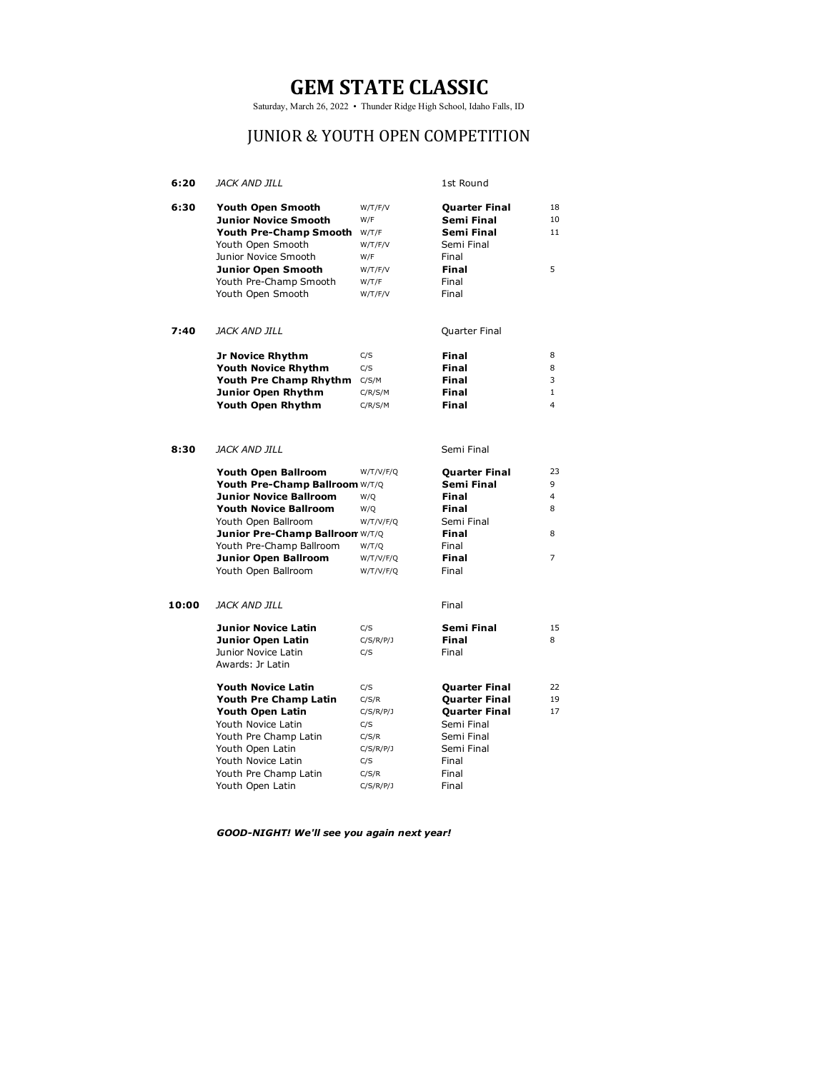# GEM STATE CLASSIC

Saturday, March 26, 2022 • Thunder Ridge High School, Idaho Falls, ID

## JUNIOR & YOUTH OPEN COMPETITION

| | | | | |
|---|---|---|---|---|
| **6:20** | *JACK AND JILL* | | 1st Round | |
| **6:30** | **Youth Open Smooth** | W/T/F/V | **Quarter Final** | 18 |
| | **Junior Novice Smooth** | W/F | **Semi Final** | 10 |
| | **Youth Pre-Champ Smooth** | W/T/F | **Semi Final** | 11 |
| | Youth Open Smooth | W/T/F/V | Semi Final | |
| | Junior Novice Smooth | W/F | Final | |
| | **Junior Open Smooth** | W/T/F/V | **Final** | 5 |
| | Youth Pre-Champ Smooth | W/T/F | Final | |
| | Youth Open Smooth | W/T/F/V | Final | |
| **7:40** | *JACK AND JILL* | | Quarter Final | |
| | **Jr Novice Rhythm** | C/S | **Final** | 8 |
| | **Youth Novice Rhythm** | C/S | **Final** | 8 |
| | **Youth Pre Champ Rhythm** | C/S/M | **Final** | 3 |
| | **Junior Open Rhythm** | C/R/S/M | **Final** | 1 |
| | **Youth Open Rhythm** | C/R/S/M | **Final** | 4 |
| **8:30** | *JACK AND JILL* | | Semi Final | |
| | **Youth Open Ballroom** | W/T/V/F/Q | **Quarter Final** | 23 |
| | **Youth Pre-Champ Ballroom** | W/T/Q | **Semi Final** | 9 |
| | **Junior Novice Ballroom** | W/Q | **Final** | 4 |
| | **Youth Novice Ballroom** | W/Q | **Final** | 8 |
| | Youth Open Ballroom | W/T/V/F/Q | Semi Final | |
| | **Junior Pre-Champ Ballroom** | W/T/Q | **Final** | 8 |
| | Youth Pre-Champ Ballroom | W/T/Q | Final | |
| | **Junior Open Ballroom** | W/T/V/F/Q | **Final** | 7 |
| | Youth Open Ballroom | W/T/V/F/Q | Final | |
| **10:00** | *JACK AND JILL* | | Final | |
| | **Junior Novice Latin** | C/S | **Semi Final** | 15 |
| | **Junior Open Latin** | C/S/R/P/J | **Final** | 8 |
| | Junior Novice Latin | C/S | Final | |
| | Awards: Jr Latin | | | |
| | **Youth Novice Latin** | C/S | **Quarter Final** | 22 |
| | **Youth Pre Champ Latin** | C/S/R | **Quarter Final** | 19 |
| | **Youth Open Latin** | C/S/R/P/J | **Quarter Final** | 17 |
| | Youth Novice Latin | C/S | Semi Final | |
| | Youth Pre Champ Latin | C/S/R | Semi Final | |
| | Youth Open Latin | C/S/R/P/J | Semi Final | |
| | Youth Novice Latin | C/S | Final | |
| | Youth Pre Champ Latin | C/S/R | Final | |
| | Youth Open Latin | C/S/R/P/J | Final | |

***GOOD-NIGHT! We'll see you again next year!***